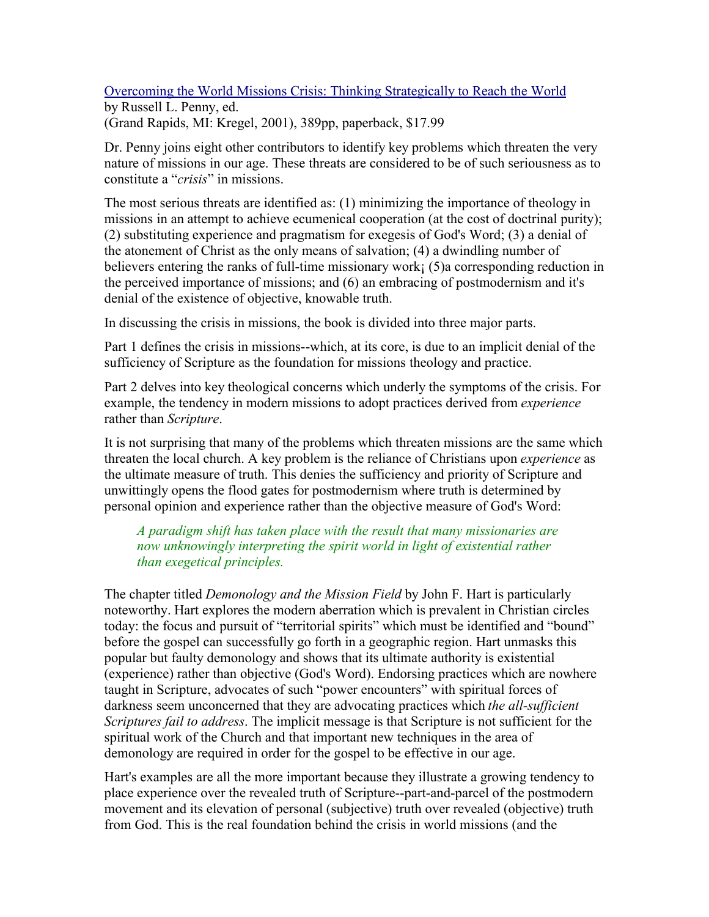[Overcoming the World Missions Crisis: Thinking Strategically to Reach the World]
by Russell L. Penny, ed.
(Grand Rapids, MI: Kregel, 2001), 389pp, paperback, $17.99

Dr. Penny joins eight other contributors to identify key problems which threaten the very nature of missions in our age. These threats are considered to be of such seriousness as to constitute a "*crisis*" in missions.

The most serious threats are identified as: (1) minimizing the importance of theology in missions in an attempt to achieve ecumenical cooperation (at the cost of doctrinal purity); (2) substituting experience and pragmatism for exegesis of God's Word; (3) a denial of the atonement of Christ as the only means of salvation; (4) a dwindling number of believers entering the ranks of full-time missionary work¡ (5)a corresponding reduction in the perceived importance of missions; and (6) an embracing of postmodernism and it's denial of the existence of objective, knowable truth.

In discussing the crisis in missions, the book is divided into three major parts.

Part 1 defines the crisis in missions--which, at its core, is due to an implicit denial of the sufficiency of Scripture as the foundation for missions theology and practice.

Part 2 delves into key theological concerns which underly the symptoms of the crisis. For example, the tendency in modern missions to adopt practices derived from *experience* rather than *Scripture*.

It is not surprising that many of the problems which threaten missions are the same which threaten the local church. A key problem is the reliance of Christians upon *experience* as the ultimate measure of truth. This denies the sufficiency and priority of Scripture and unwittingly opens the flood gates for postmodernism where truth is determined by personal opinion and experience rather than the objective measure of God's Word:

> *A paradigm shift has taken place with the result that many missionaries are now unknowingly interpreting the spirit world in light of existential rather than exegetical principles.*

The chapter titled *Demonology and the Mission Field* by John F. Hart is particularly noteworthy. Hart explores the modern aberration which is prevalent in Christian circles today: the focus and pursuit of "territorial spirits" which must be identified and "bound" before the gospel can successfully go forth in a geographic region. Hart unmasks this popular but faulty demonology and shows that its ultimate authority is existential (experience) rather than objective (God's Word). Endorsing practices which are nowhere taught in Scripture, advocates of such "power encounters" with spiritual forces of darkness seem unconcerned that they are advocating practices which *the all-sufficient Scriptures fail to address*. The implicit message is that Scripture is not sufficient for the spiritual work of the Church and that important new techniques in the area of demonology are required in order for the gospel to be effective in our age.

Hart's examples are all the more important because they illustrate a growing tendency to place experience over the revealed truth of Scripture--part-and-parcel of the postmodern movement and its elevation of personal (subjective) truth over revealed (objective) truth from God. This is the real foundation behind the crisis in world missions (and the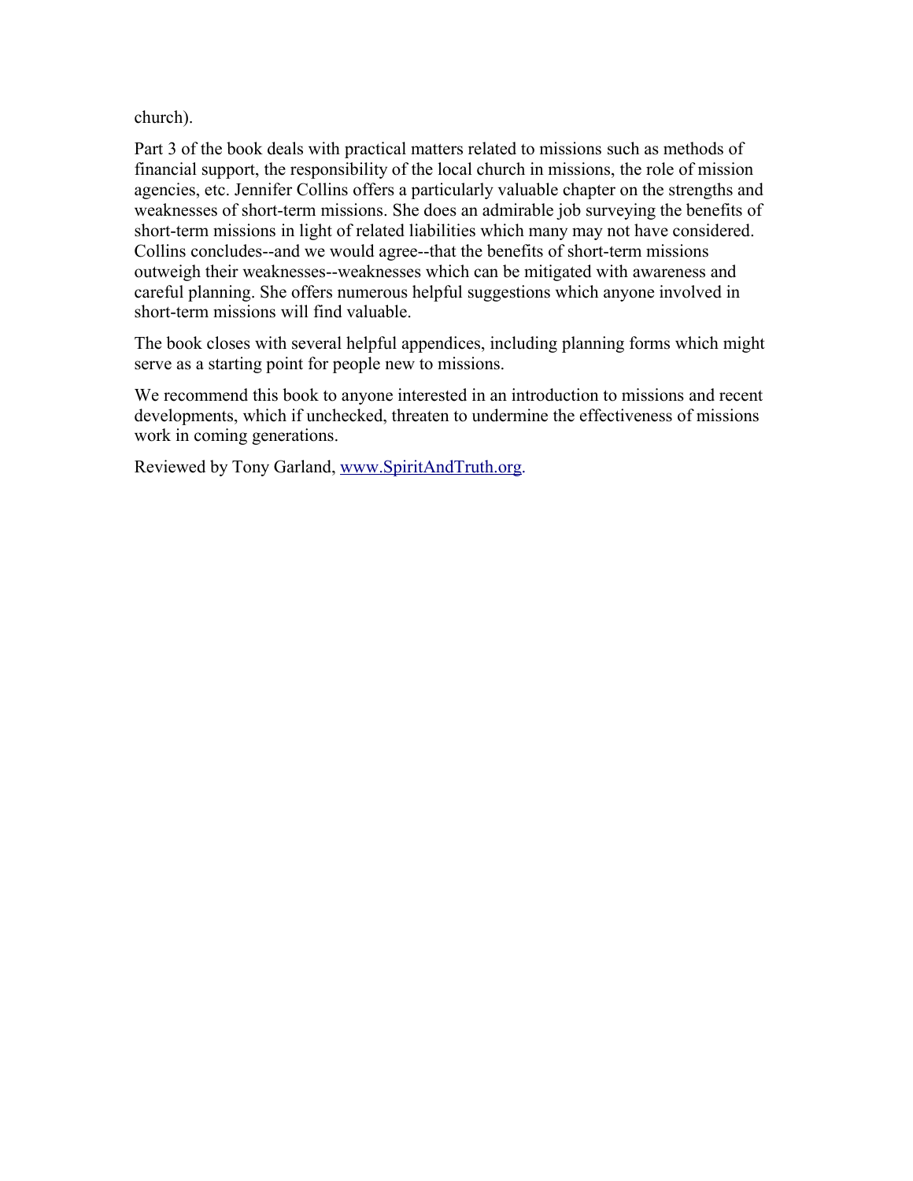church).

Part 3 of the book deals with practical matters related to missions such as methods of financial support, the responsibility of the local church in missions, the role of mission agencies, etc. Jennifer Collins offers a particularly valuable chapter on the strengths and weaknesses of short-term missions. She does an admirable job surveying the benefits of short-term missions in light of related liabilities which many may not have considered. Collins concludes--and we would agree--that the benefits of short-term missions outweigh their weaknesses--weaknesses which can be mitigated with awareness and careful planning. She offers numerous helpful suggestions which anyone involved in short-term missions will find valuable.

The book closes with several helpful appendices, including planning forms which might serve as a starting point for people new to missions.

We recommend this book to anyone interested in an introduction to missions and recent developments, which if unchecked, threaten to undermine the effectiveness of missions work in coming generations.

Reviewed by Tony Garland, [www.SpiritAndTruth.org](http://www.SpiritAndTruth.org).